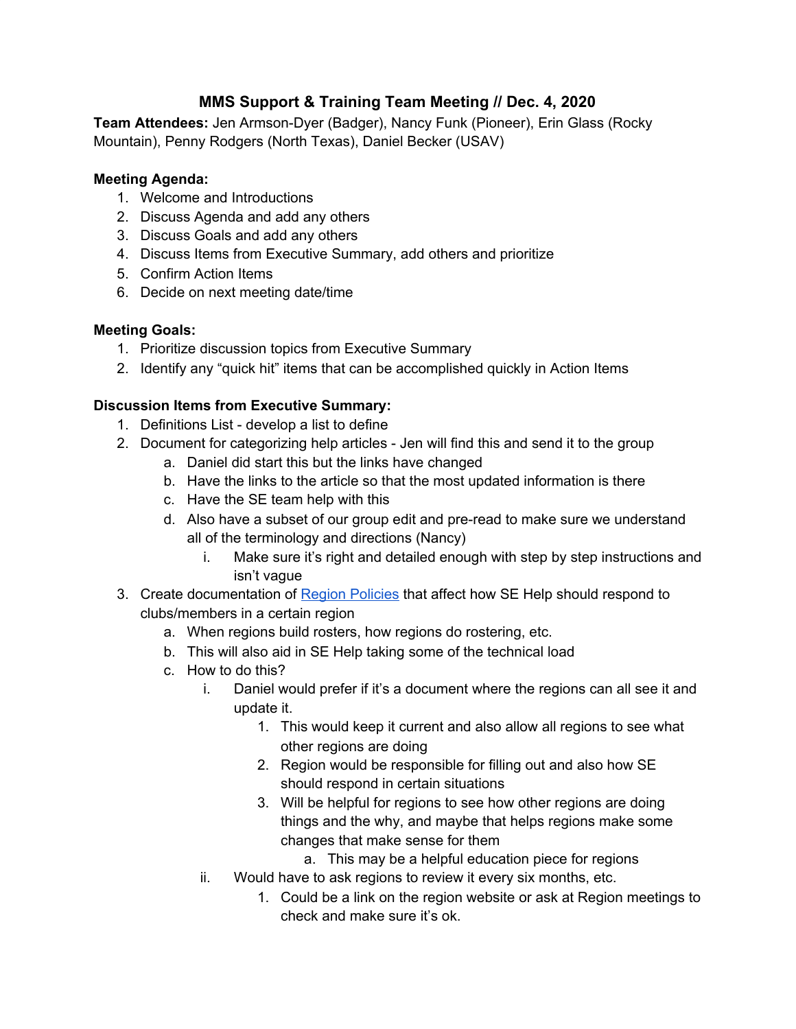# MMS Support & Training Team Meeting // Dec. 4, 2020

**Team Attendees:** Jen Armson-Dyer (Badger), Nancy Funk (Pioneer), Erin Glass (Rocky Mountain), Penny Rodgers (North Texas), Daniel Becker (USAV)

**Meeting Agenda:**

1. Welcome and Introductions
2. Discuss Agenda and add any others
3. Discuss Goals and add any others
4. Discuss Items from Executive Summary, add others and prioritize
5. Confirm Action Items
6. Decide on next meeting date/time

**Meeting Goals:**

1. Prioritize discussion topics from Executive Summary
2. Identify any "quick hit" items that can be accomplished quickly in Action Items

**Discussion Items from Executive Summary:**

1. Definitions List - develop a list to define
2. Document for categorizing help articles - Jen will find this and send it to the group
    a. Daniel did start this but the links have changed
    b. Have the links to the article so that the most updated information is there
    c. Have the SE team help with this
    d. Also have a subset of our group edit and pre-read to make sure we understand all of the terminology and directions (Nancy)
        i. Make sure it's right and detailed enough with step by step instructions and isn't vague
3. Create documentation of Region Policies that affect how SE Help should respond to clubs/members in a certain region
    a. When regions build rosters, how regions do rostering, etc.
    b. This will also aid in SE Help taking some of the technical load
    c. How to do this?
        i. Daniel would prefer if it's a document where the regions can all see it and update it.
            1. This would keep it current and also allow all regions to see what other regions are doing
            2. Region would be responsible for filling out and also how SE should respond in certain situations
            3. Will be helpful for regions to see how other regions are doing things and the why, and maybe that helps regions make some changes that make sense for them
                a. This may be a helpful education piece for regions
        ii. Would have to ask regions to review it every six months, etc.
            1. Could be a link on the region website or ask at Region meetings to check and make sure it's ok.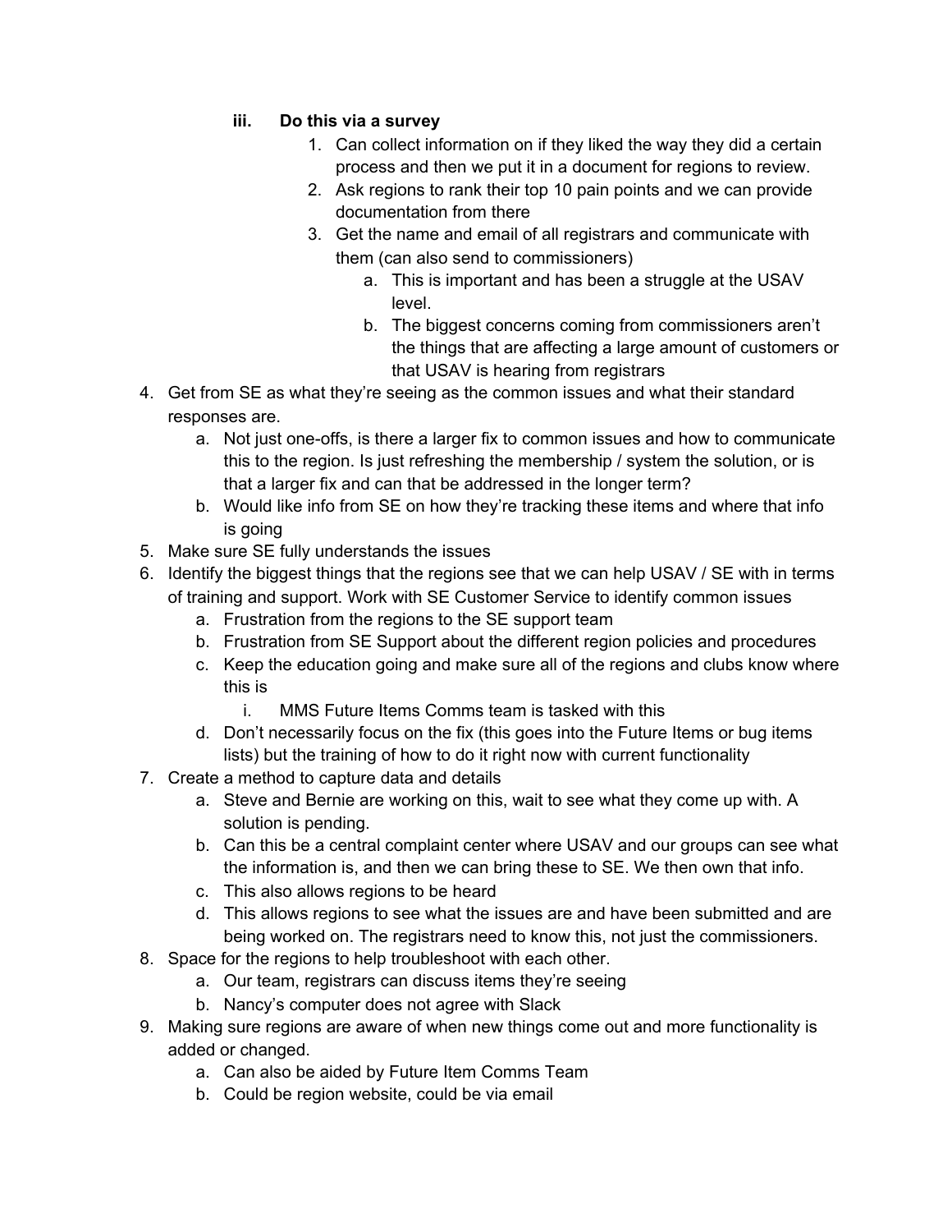iii. **Do this via a survey**
   1. Can collect information on if they liked the way they did a certain process and then we put it in a document for regions to review.
   2. Ask regions to rank their top 10 pain points and we can provide documentation from there
   3. Get the name and email of all registrars and communicate with them (can also send to commissioners)
      a. This is important and has been a struggle at the USAV level.
      b. The biggest concerns coming from commissioners aren't the things that are affecting a large amount of customers or that USAV is hearing from registrars

4. Get from SE as what they're seeing as the common issues and what their standard responses are.
   a. Not just one-offs, is there a larger fix to common issues and how to communicate this to the region. Is just refreshing the membership / system the solution, or is that a larger fix and can that be addressed in the longer term?
   b. Would like info from SE on how they're tracking these items and where that info is going
5. Make sure SE fully understands the issues
6. Identify the biggest things that the regions see that we can help USAV / SE with in terms of training and support. Work with SE Customer Service to identify common issues
   a. Frustration from the regions to the SE support team
   b. Frustration from SE Support about the different region policies and procedures
   c. Keep the education going and make sure all of the regions and clubs know where this is
      i. MMS Future Items Comms team is tasked with this
   d. Don't necessarily focus on the fix (this goes into the Future Items or bug items lists) but the training of how to do it right now with current functionality
7. Create a method to capture data and details
   a. Steve and Bernie are working on this, wait to see what they come up with. A solution is pending.
   b. Can this be a central complaint center where USAV and our groups can see what the information is, and then we can bring these to SE. We then own that info.
   c. This also allows regions to be heard
   d. This allows regions to see what the issues are and have been submitted and are being worked on. The registrars need to know this, not just the commissioners.
8. Space for the regions to help troubleshoot with each other.
   a. Our team, registrars can discuss items they're seeing
   b. Nancy's computer does not agree with Slack
9. Making sure regions are aware of when new things come out and more functionality is added or changed.
   a. Can also be aided by Future Item Comms Team
   b. Could be region website, could be via email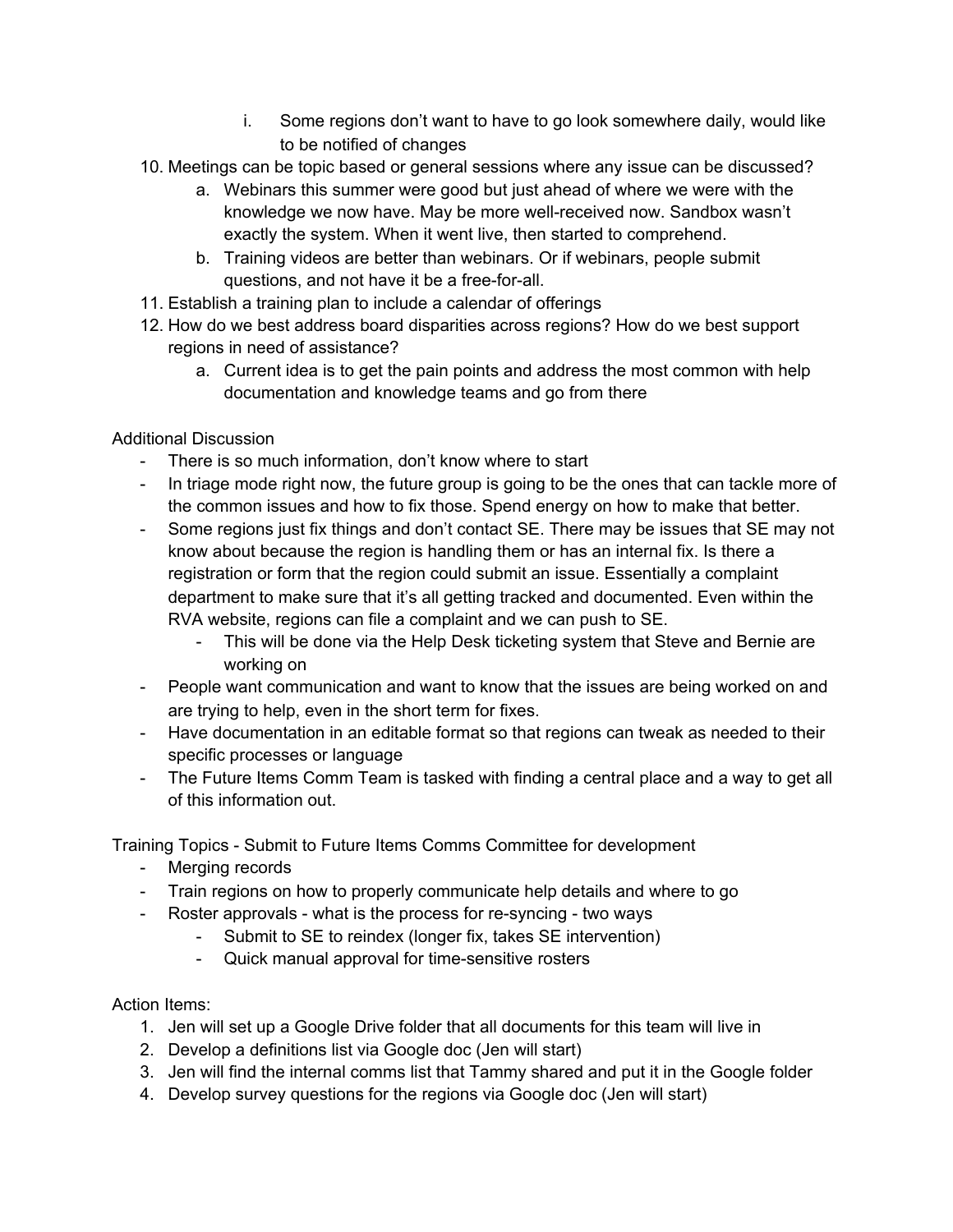i. Some regions don't want to have to go look somewhere daily, would like to be notified of changes

10. Meetings can be topic based or general sessions where any issue can be discussed?
    a. Webinars this summer were good but just ahead of where we were with the knowledge we now have. May be more well-received now. Sandbox wasn't exactly the system. When it went live, then started to comprehend.
    b. Training videos are better than webinars. Or if webinars, people submit questions, and not have it be a free-for-all.
11. Establish a training plan to include a calendar of offerings
12. How do we best address board disparities across regions? How do we best support regions in need of assistance?
    a. Current idea is to get the pain points and address the most common with help documentation and knowledge teams and go from there

Additional Discussion

- There is so much information, don't know where to start
- In triage mode right now, the future group is going to be the ones that can tackle more of the common issues and how to fix those. Spend energy on how to make that better.
- Some regions just fix things and don't contact SE. There may be issues that SE may not know about because the region is handling them or has an internal fix. Is there a registration or form that the region could submit an issue. Essentially a complaint department to make sure that it's all getting tracked and documented. Even within the RVA website, regions can file a complaint and we can push to SE.
    - This will be done via the Help Desk ticketing system that Steve and Bernie are working on
- People want communication and want to know that the issues are being worked on and are trying to help, even in the short term for fixes.
- Have documentation in an editable format so that regions can tweak as needed to their specific processes or language
- The Future Items Comm Team is tasked with finding a central place and a way to get all of this information out.

Training Topics - Submit to Future Items Comms Committee for development

- Merging records
- Train regions on how to properly communicate help details and where to go
- Roster approvals - what is the process for re-syncing - two ways
    - Submit to SE to reindex (longer fix, takes SE intervention)
    - Quick manual approval for time-sensitive rosters

Action Items:

1. Jen will set up a Google Drive folder that all documents for this team will live in
2. Develop a definitions list via Google doc (Jen will start)
3. Jen will find the internal comms list that Tammy shared and put it in the Google folder
4. Develop survey questions for the regions via Google doc (Jen will start)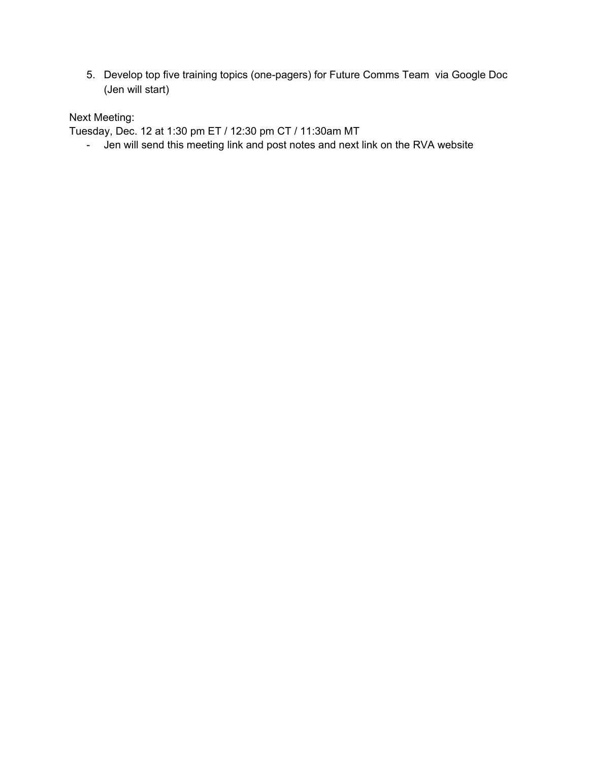5. Develop top five training topics (one-pagers) for Future Comms Team via Google Doc (Jen will start)

Next Meeting:
Tuesday, Dec. 12 at 1:30 pm ET / 12:30 pm CT / 11:30am MT

- Jen will send this meeting link and post notes and next link on the RVA website